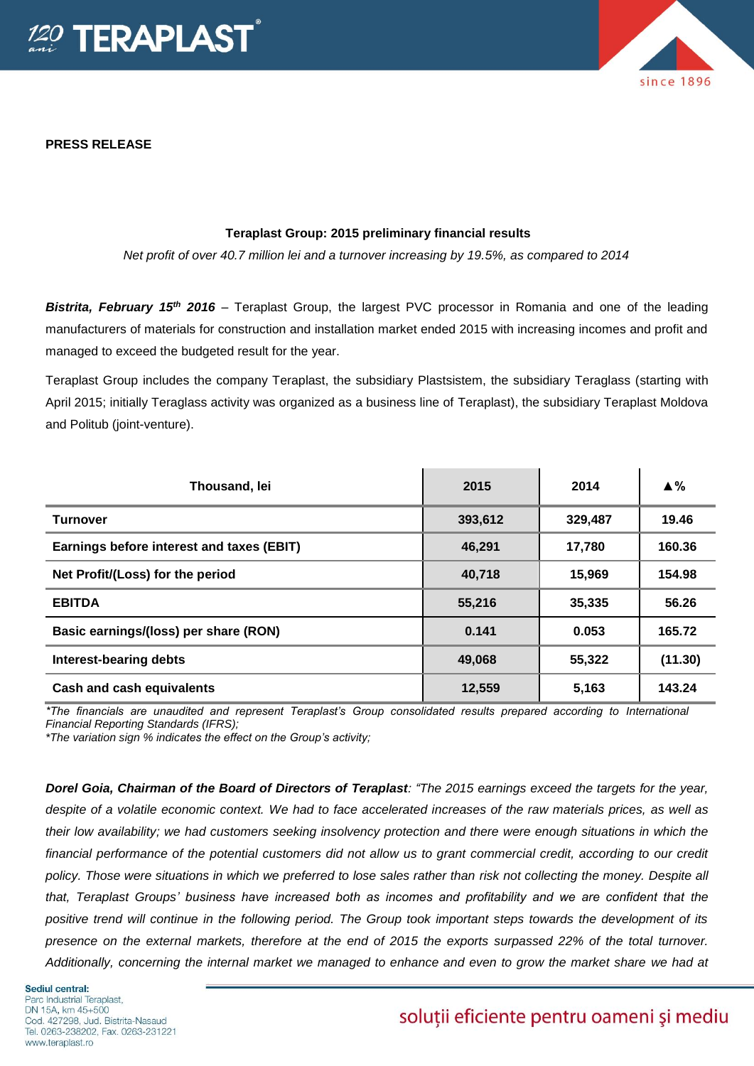**PRESS RELEASE**

**Teraplast Group: 2015 preliminary financial results**

*Net profit of over 40.7 million lei and a turnover increasing by 19.5%, as compared to 2014*

***Bistrita, February 15th 2016*** – Teraplast Group, the largest PVC processor in Romania and one of the leading manufacturers of materials for construction and installation market ended 2015 with increasing incomes and profit and managed to exceed the budgeted result for the year.

Teraplast Group includes the company Teraplast, the subsidiary Plastsistem, the subsidiary Teraglass (starting with April 2015; initially Teraglass activity was organized as a business line of Teraplast), the subsidiary Teraplast Moldova and Politub (joint-venture).

| Thousand, lei | 2015 | 2014 | ▲% |
|---|---|---|---|
| **Turnover** | **393,612** | **329,487** | **19.46** |
| **Earnings before interest and taxes (EBIT)** | **46,291** | **17,780** | **160.36** |
| **Net Profit/(Loss) for the period** | **40,718** | **15,969** | **154.98** |
| **EBITDA** | **55,216** | **35,335** | **56.26** |
| **Basic earnings/(loss) per share (RON)** | **0.141** | **0.053** | **165.72** |
| **Interest-bearing debts** | **49,068** | **55,322** | **(11.30)** |
| **Cash and cash equivalents** | **12,559** | **5,163** | **143.24** |

*The financials are unaudited and represent Teraplast's Group consolidated results prepared according to International Financial Reporting Standards (IFRS);*
*The variation sign % indicates the effect on the Group's activity;*

***Dorel Goia, Chairman of the Board of Directors of Teraplast****: "The 2015 earnings exceed the targets for the year, despite of a volatile economic context. We had to face accelerated increases of the raw materials prices, as well as their low availability; we had customers seeking insolvency protection and there were enough situations in which the financial performance of the potential customers did not allow us to grant commercial credit, according to our credit policy. Those were situations in which we preferred to lose sales rather than risk not collecting the money. Despite all that, Teraplast Groups' business have increased both as incomes and profitability and we are confident that the positive trend will continue in the following period. The Group took important steps towards the development of its presence on the external markets, therefore at the end of 2015 the exports surpassed 22% of the total turnover. Additionally, concerning the internal market we managed to enhance and even to grow the market share we had at*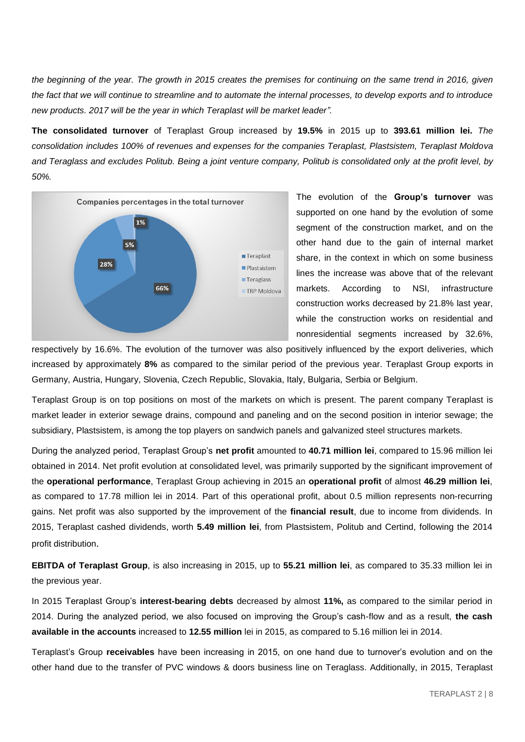*the beginning of the year. The growth in 2015 creates the premises for continuing on the same trend in 2016, given the fact that we will continue to streamline and to automate the internal processes, to develop exports and to introduce new products. 2017 will be the year in which Teraplast will be market leader".*

**The consolidated turnover** of Teraplast Group increased by **19.5%** in 2015 up to **393.61 million lei.** *The consolidation includes 100% of revenues and expenses for the companies Teraplast, Plastsistem, Teraplast Moldova and Teraglass and excludes Politub. Being a joint venture company, Politub is consolidated only at the profit level, by 50%.*

Companies percentages in the total turnover

| Company | Percentage |
|---|---|
| Teraplast | 66% |
| Plastsistem | 28% |
| Teraglass | 5% |
| TRP Moldova | 1% |

The evolution of the **Group's turnover** was supported on one hand by the evolution of some segment of the construction market, and on the other hand due to the gain of internal market share, in the context in which on some business lines the increase was above that of the relevant markets. According to NSI, infrastructure construction works decreased by 21.8% last year, while the construction works on residential and nonresidential segments increased by 32.6%, respectively by 16.6%. The evolution of the turnover was also positively influenced by the export deliveries, which increased by approximately **8%** as compared to the similar period of the previous year. Teraplast Group exports in Germany, Austria, Hungary, Slovenia, Czech Republic, Slovakia, Italy, Bulgaria, Serbia or Belgium.

Teraplast Group is on top positions on most of the markets on which is present. The parent company Teraplast is market leader in exterior sewage drains, compound and paneling and on the second position in interior sewage; the subsidiary, Plastsistem, is among the top players on sandwich panels and galvanized steel structures markets.

During the analyzed period, Teraplast Group's **net profit** amounted to **40.71 million lei**, compared to 15.96 million lei obtained in 2014. Net profit evolution at consolidated level, was primarily supported by the significant improvement of the **operational performance**, Teraplast Group achieving in 2015 an **operational profit** of almost **46.29 million lei**, as compared to 17.78 million lei in 2014. Part of this operational profit, about 0.5 million represents non-recurring gains. Net profit was also supported by the improvement of the **financial result**, due to income from dividends. In 2015, Teraplast cashed dividends, worth **5.49 million lei**, from Plastsistem, Politub and Certind, following the 2014 profit distribution.

**EBITDA of Teraplast Group**, is also increasing in 2015, up to **55.21 million lei**, as compared to 35.33 million lei in the previous year.

In 2015 Teraplast Group's **interest-bearing debts** decreased by almost **11%,** as compared to the similar period in 2014. During the analyzed period, we also focused on improving the Group's cash-flow and as a result, **the cash available in the accounts** increased to **12.55 million** lei in 2015, as compared to 5.16 million lei in 2014.

Teraplast's Group **receivables** have been increasing in 2015, on one hand due to turnover's evolution and on the other hand due to the transfer of PVC windows & doors business line on Teraglass. Additionally, in 2015, Teraplast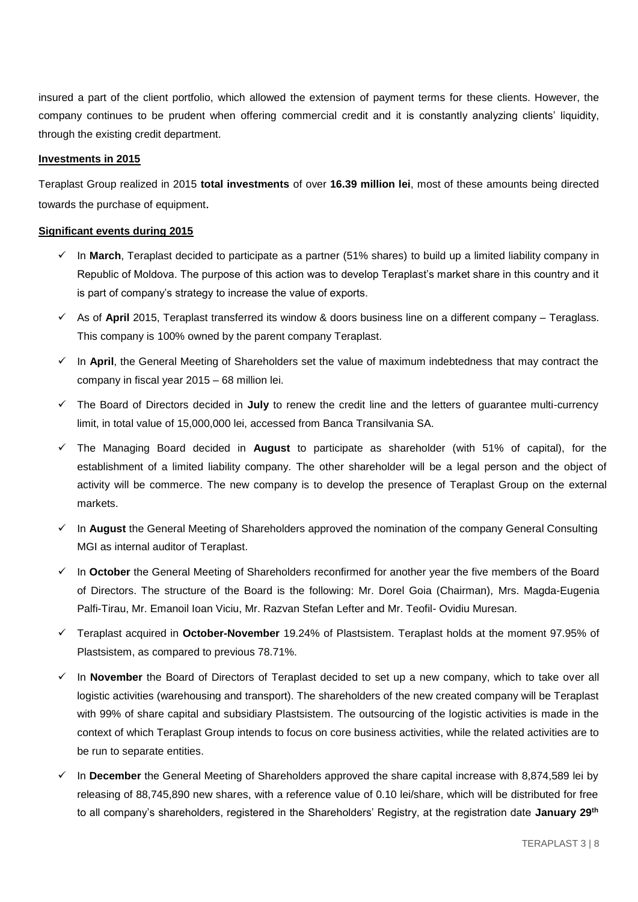insured a part of the client portfolio, which allowed the extension of payment terms for these clients. However, the company continues to be prudent when offering commercial credit and it is constantly analyzing clients' liquidity, through the existing credit department.

**Investments in 2015**

Teraplast Group realized in 2015 **total investments** of over **16.39 million lei**, most of these amounts being directed towards the purchase of equipment.

**Significant events during 2015**

- ✓ In **March**, Teraplast decided to participate as a partner (51% shares) to build up a limited liability company in Republic of Moldova. The purpose of this action was to develop Teraplast's market share in this country and it is part of company's strategy to increase the value of exports.
- ✓ As of **April** 2015, Teraplast transferred its window & doors business line on a different company – Teraglass. This company is 100% owned by the parent company Teraplast.
- ✓ In **April**, the General Meeting of Shareholders set the value of maximum indebtedness that may contract the company in fiscal year 2015 – 68 million lei.
- ✓ The Board of Directors decided in **July** to renew the credit line and the letters of guarantee multi-currency limit, in total value of 15,000,000 lei, accessed from Banca Transilvania SA.
- ✓ The Managing Board decided in **August** to participate as shareholder (with 51% of capital), for the establishment of a limited liability company. The other shareholder will be a legal person and the object of activity will be commerce. The new company is to develop the presence of Teraplast Group on the external markets.
- ✓ In **August** the General Meeting of Shareholders approved the nomination of the company General Consulting MGI as internal auditor of Teraplast.
- ✓ In **October** the General Meeting of Shareholders reconfirmed for another year the five members of the Board of Directors. The structure of the Board is the following: Mr. Dorel Goia (Chairman), Mrs. Magda-Eugenia Palfi-Tirau, Mr. Emanoil Ioan Viciu, Mr. Razvan Stefan Lefter and Mr. Teofil- Ovidiu Muresan.
- ✓ Teraplast acquired in **October-November** 19.24% of Plastsistem. Teraplast holds at the moment 97.95% of Plastsistem, as compared to previous 78.71%.
- ✓ In **November** the Board of Directors of Teraplast decided to set up a new company, which to take over all logistic activities (warehousing and transport). The shareholders of the new created company will be Teraplast with 99% of share capital and subsidiary Plastsistem. The outsourcing of the logistic activities is made in the context of which Teraplast Group intends to focus on core business activities, while the related activities are to be run to separate entities.
- ✓ In **December** the General Meeting of Shareholders approved the share capital increase with 8,874,589 lei by releasing of 88,745,890 new shares, with a reference value of 0.10 lei/share, which will be distributed for free to all company's shareholders, registered in the Shareholders' Registry, at the registration date **January 29th**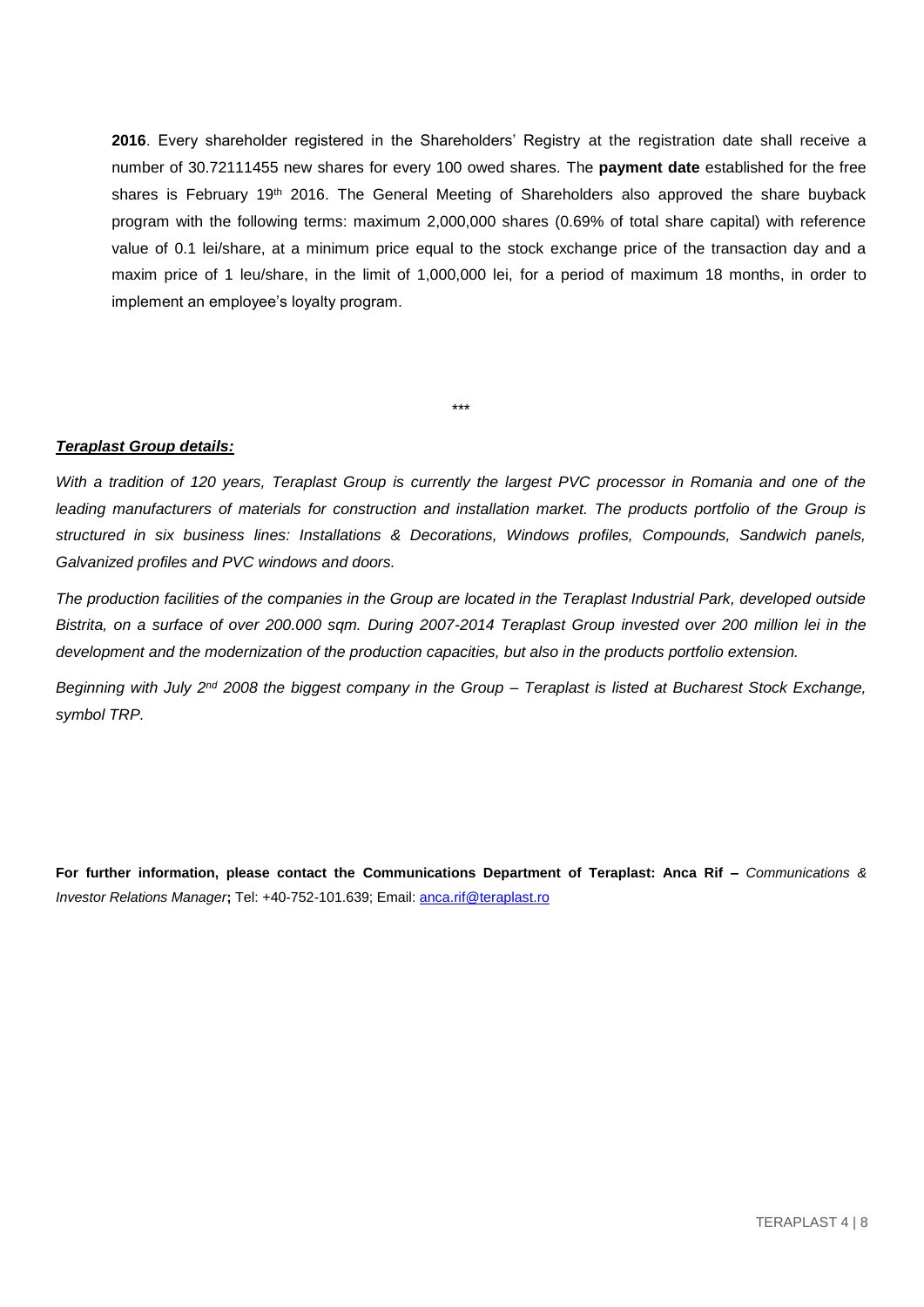**2016**. Every shareholder registered in the Shareholders' Registry at the registration date shall receive a number of 30.72111455 new shares for every 100 owed shares. The **payment date** established for the free shares is February 19th 2016. The General Meeting of Shareholders also approved the share buyback program with the following terms: maximum 2,000,000 shares (0.69% of total share capital) with reference value of 0.1 lei/share, at a minimum price equal to the stock exchange price of the transaction day and a maxim price of 1 leu/share, in the limit of 1,000,000 lei, for a period of maximum 18 months, in order to implement an employee's loyalty program.

***

***Teraplast Group details:***

*With a tradition of 120 years, Teraplast Group is currently the largest PVC processor in Romania and one of the leading manufacturers of materials for construction and installation market. The products portfolio of the Group is structured in six business lines: Installations & Decorations, Windows profiles, Compounds, Sandwich panels, Galvanized profiles and PVC windows and doors.*

*The production facilities of the companies in the Group are located in the Teraplast Industrial Park, developed outside Bistrita, on a surface of over 200.000 sqm. During 2007-2014 Teraplast Group invested over 200 million lei in the development and the modernization of the production capacities, but also in the products portfolio extension.*

*Beginning with July 2nd 2008 the biggest company in the Group – Teraplast is listed at Bucharest Stock Exchange, symbol TRP.*

**For further information, please contact the Communications Department of Teraplast: Anca Rif –** *Communications & Investor Relations Manager***;** Tel: +40-752-101.639; Email: anca.rif@teraplast.ro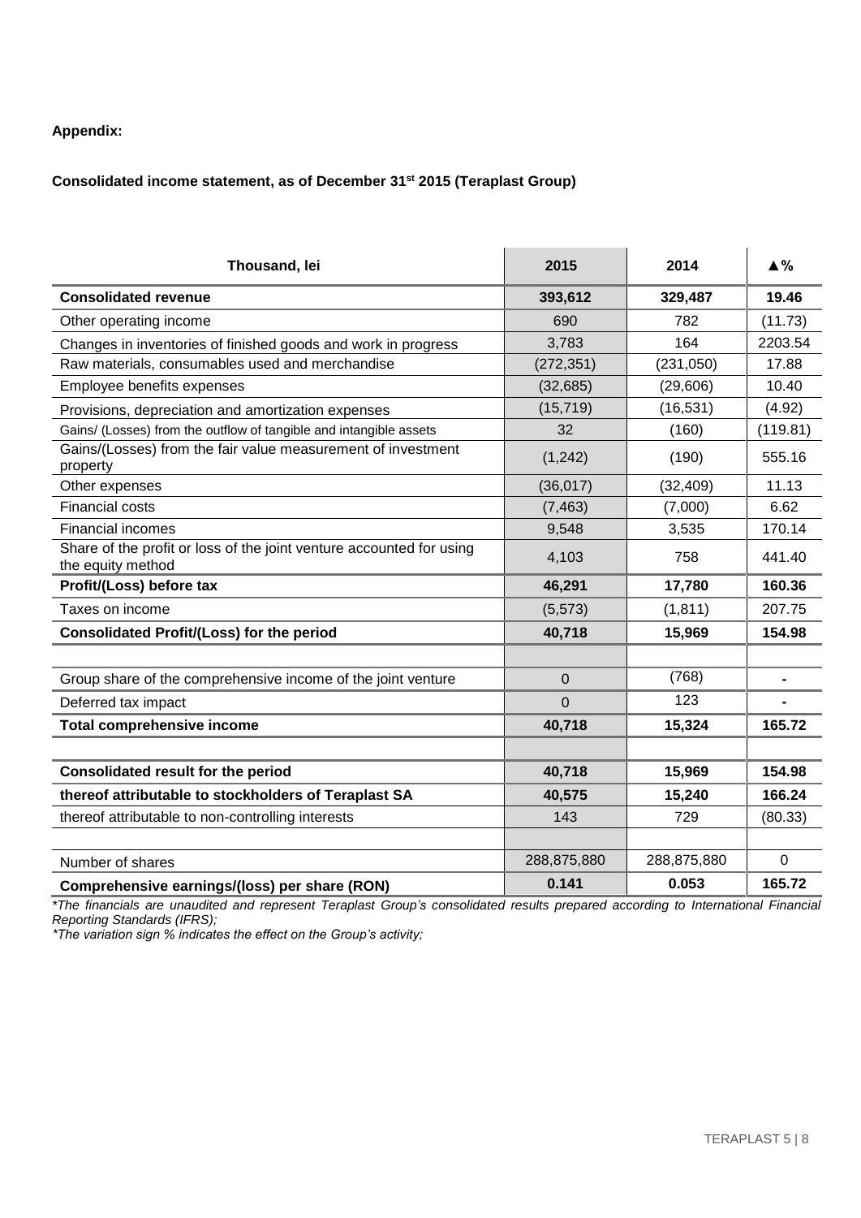**Appendix:**

**Consolidated income statement, as of December 31st 2015 (Teraplast Group)**

| Thousand, lei | 2015 | 2014 | ▲% |
|---|---|---|---|
| **Consolidated revenue** | **393,612** | **329,487** | **19.46** |
| Other operating income | 690 | 782 | (11.73) |
| Changes in inventories of finished goods and work in progress | 3,783 | 164 | 2203.54 |
| Raw materials, consumables used and merchandise | (272,351) | (231,050) | 17.88 |
| Employee benefits expenses | (32,685) | (29,606) | 10.40 |
| Provisions, depreciation and amortization expenses | (15,719) | (16,531) | (4.92) |
| Gains/ (Losses) from the outflow of tangible and intangible assets | 32 | (160) | (119.81) |
| Gains/(Losses) from the fair value measurement of investment property | (1,242) | (190) | 555.16 |
| Other expenses | (36,017) | (32,409) | 11.13 |
| Financial costs | (7,463) | (7,000) | 6.62 |
| Financial incomes | 9,548 | 3,535 | 170.14 |
| Share of the profit or loss of the joint venture accounted for using the equity method | 4,103 | 758 | 441.40 |
| **Profit/(Loss) before tax** | **46,291** | **17,780** | **160.36** |
| Taxes on income | (5,573) | (1,811) | 207.75 |
| **Consolidated Profit/(Loss) for the period** | **40,718** | **15,969** | **154.98** |
| | | | |
| Group share of the comprehensive income of the joint venture | 0 | (768) | - |
| Deferred tax impact | 0 | 123 | - |
| **Total comprehensive income** | **40,718** | **15,324** | **165.72** |
| | | | |
| **Consolidated result for the period** | **40,718** | **15,969** | **154.98** |
| **thereof attributable to stockholders of Teraplast SA** | **40,575** | **15,240** | **166.24** |
| thereof attributable to non-controlling interests | 143 | 729 | (80.33) |
| | | | |
| Number of shares | 288,875,880 | 288,875,880 | 0 |
| **Comprehensive earnings/(loss) per share (RON)** | **0.141** | **0.053** | **165.72** |

*\*The financials are unaudited and represent Teraplast Group's consolidated results prepared according to International Financial Reporting Standards (IFRS);*

*\*The variation sign % indicates the effect on the Group's activity;*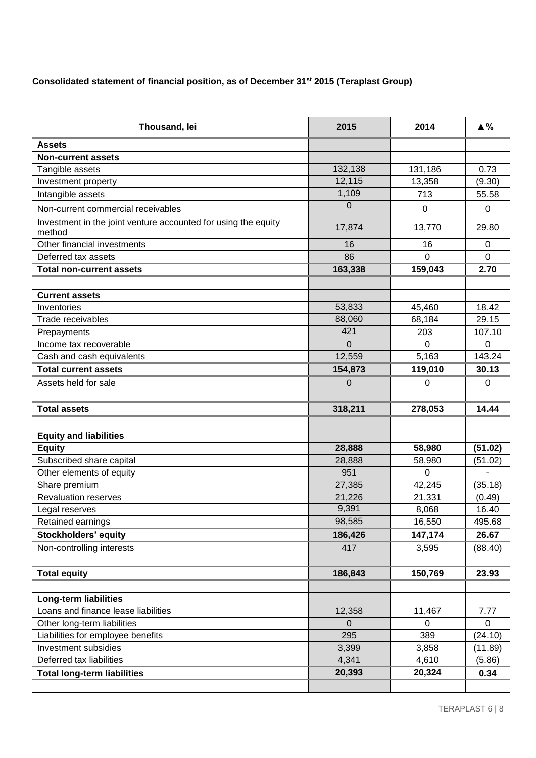**Consolidated statement of financial position, as of December 31st 2015 (Teraplast Group)**

| Thousand, lei | 2015 | 2014 | ▲% |
|---|---|---|---|
| **Assets** | | | |
| **Non-current assets** | | | |
| Tangible assets | 132,138 | 131,186 | 0.73 |
| Investment property | 12,115 | 13,358 | (9.30) |
| Intangible assets | 1,109 | 713 | 55.58 |
| Non-current commercial receivables | 0 | 0 | 0 |
| Investment in the joint venture accounted for using the equity method | 17,874 | 13,770 | 29.80 |
| Other financial investments | 16 | 16 | 0 |
| Deferred tax assets | 86 | 0 | 0 |
| **Total non-current assets** | **163,338** | **159,043** | **2.70** |
| | | | |
| **Current assets** | | | |
| Inventories | 53,833 | 45,460 | 18.42 |
| Trade receivables | 88,060 | 68,184 | 29.15 |
| Prepayments | 421 | 203 | 107.10 |
| Income tax recoverable | 0 | 0 | 0 |
| Cash and cash equivalents | 12,559 | 5,163 | 143.24 |
| **Total current assets** | **154,873** | **119,010** | **30.13** |
| Assets held for sale | 0 | 0 | 0 |
| | | | |
| **Total assets** | **318,211** | **278,053** | **14.44** |
| | | | |
| **Equity and liabilities** | | | |
| **Equity** | **28,888** | **58,980** | **(51.02)** |
| Subscribed share capital | 28,888 | 58,980 | (51.02) |
| Other elements of equity | 951 | 0 | - |
| Share premium | 27,385 | 42,245 | (35.18) |
| Revaluation reserves | 21,226 | 21,331 | (0.49) |
| Legal reserves | 9,391 | 8,068 | 16.40 |
| Retained earnings | 98,585 | 16,550 | 495.68 |
| **Stockholders' equity** | **186,426** | **147,174** | **26.67** |
| Non-controlling interests | 417 | 3,595 | (88.40) |
| | | | |
| **Total equity** | **186,843** | **150,769** | **23.93** |
| | | | |
| **Long-term liabilities** | | | |
| Loans and finance lease liabilities | 12,358 | 11,467 | 7.77 |
| Other long-term liabilities | 0 | 0 | 0 |
| Liabilities for employee benefits | 295 | 389 | (24.10) |
| Investment subsidies | 3,399 | 3,858 | (11.89) |
| Deferred tax liabilities | 4,341 | 4,610 | (5.86) |
| **Total long-term liabilities** | **20,393** | **20,324** | **0.34** |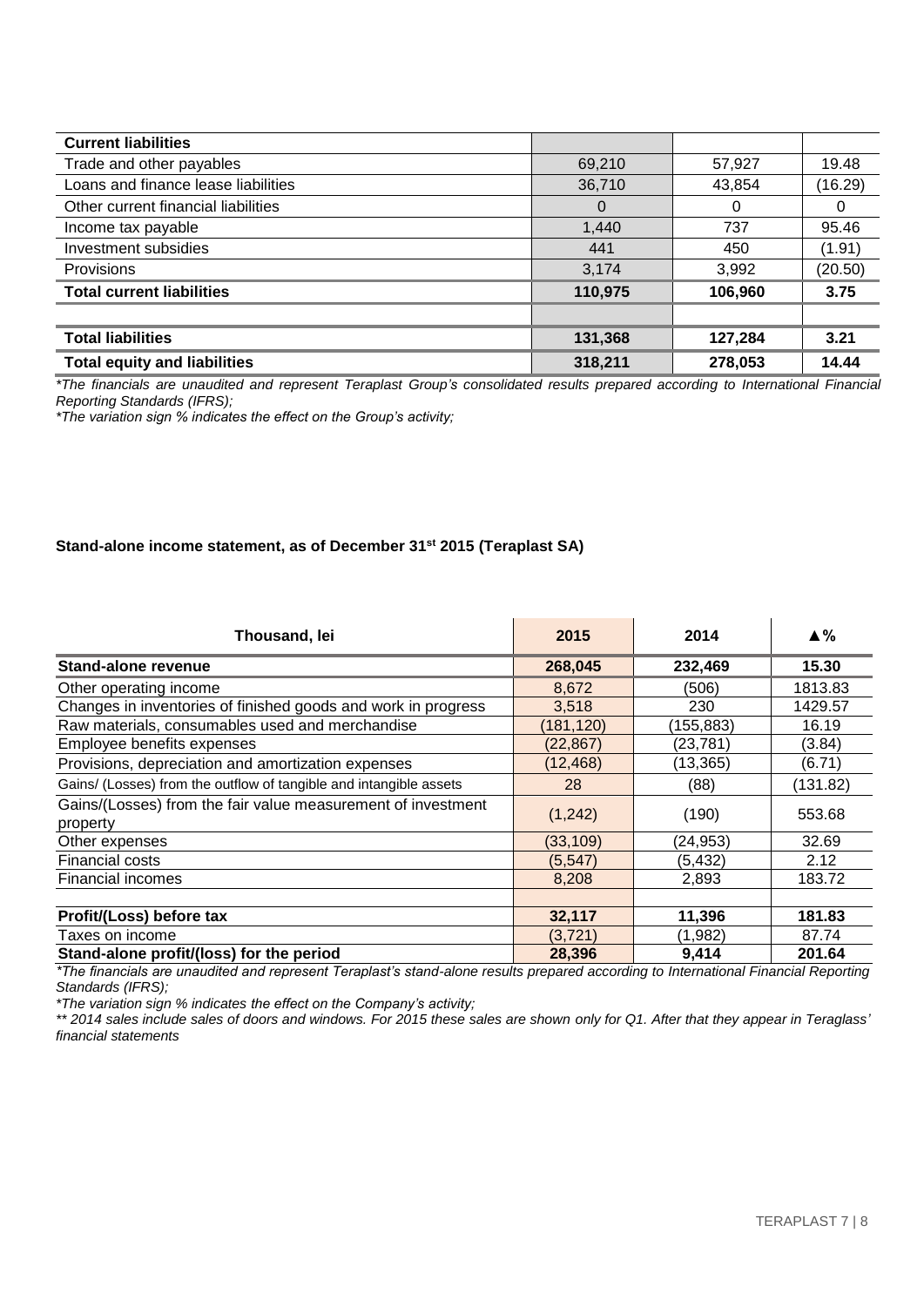| Current liabilities | | | |
|---|---|---|---|
| Trade and other payables | 69,210 | 57,927 | 19.48 |
| Loans and finance lease liabilities | 36,710 | 43,854 | (16.29) |
| Other current financial liabilities | 0 | 0 | 0 |
| Income tax payable | 1,440 | 737 | 95.46 |
| Investment subsidies | 441 | 450 | (1.91) |
| Provisions | 3,174 | 3,992 | (20.50) |
| **Total current liabilities** | **110,975** | **106,960** | **3.75** |
| | | | |
| **Total liabilities** | **131,368** | **127,284** | **3.21** |
| **Total equity and liabilities** | **318,211** | **278,053** | **14.44** |

*\*The financials are unaudited and represent Teraplast Group's consolidated results prepared according to International Financial Reporting Standards (IFRS);*

*\*The variation sign % indicates the effect on the Group's activity;*

**Stand-alone income statement, as of December 31st 2015 (Teraplast SA)**

| Thousand, lei | 2015 | 2014 | ▲% |
|---|---|---|---|
| **Stand-alone revenue** | **268,045** | **232,469** | **15.30** |
| Other operating income | 8,672 | (506) | 1813.83 |
| Changes in inventories of finished goods and work in progress | 3,518 | 230 | 1429.57 |
| Raw materials, consumables used and merchandise | (181,120) | (155,883) | 16.19 |
| Employee benefits expenses | (22,867) | (23,781) | (3.84) |
| Provisions, depreciation and amortization expenses | (12,468) | (13,365) | (6.71) |
| Gains/ (Losses) from the outflow of tangible and intangible assets | 28 | (88) | (131.82) |
| Gains/(Losses) from the fair value measurement of investment property | (1,242) | (190) | 553.68 |
| Other expenses | (33,109) | (24,953) | 32.69 |
| Financial costs | (5,547) | (5,432) | 2.12 |
| Financial incomes | 8,208 | 2,893 | 183.72 |
| | | | |
| **Profit/(Loss) before tax** | **32,117** | **11,396** | **181.83** |
| Taxes on income | (3,721) | (1,982) | 87.74 |
| **Stand-alone profit/(loss) for the period** | **28,396** | **9,414** | **201.64** |

*\*The financials are unaudited and represent Teraplast's stand-alone results prepared according to International Financial Reporting Standards (IFRS);*

*\*The variation sign % indicates the effect on the Company's activity;*

*\*\* 2014 sales include sales of doors and windows. For 2015 these sales are shown only for Q1. After that they appear in Teraglass' financial statements*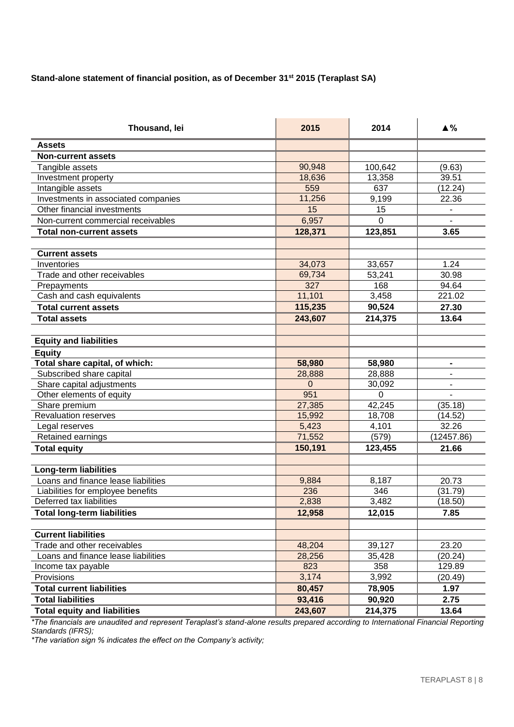**Stand-alone statement of financial position, as of December 31[st] 2015 (Teraplast SA)**

| Thousand, lei | 2015 | 2014 | ▲% |
|---|---|---|---|
| **Assets** | | | |
| **Non-current assets** | | | |
| Tangible assets | 90,948 | 100,642 | (9.63) |
| Investment property | 18,636 | 13,358 | 39.51 |
| Intangible assets | 559 | 637 | (12.24) |
| Investments in associated companies | 11,256 | 9,199 | 22.36 |
| Other financial investments | 15 | 15 | - |
| Non-current commercial receivables | 6,957 | 0 | - |
| **Total non-current assets** | **128,371** | **123,851** | **3.65** |
| | | | |
| **Current assets** | | | |
| Inventories | 34,073 | 33,657 | 1.24 |
| Trade and other receivables | 69,734 | 53,241 | 30.98 |
| Prepayments | 327 | 168 | 94.64 |
| Cash and cash equivalents | 11,101 | 3,458 | 221.02 |
| **Total current assets** | **115,235** | **90,524** | **27.30** |
| **Total assets** | **243,607** | **214,375** | **13.64** |
| | | | |
| **Equity and liabilities** | | | |
| **Equity** | | | |
| **Total share capital, of which:** | **58,980** | **58,980** | **-** |
| Subscribed share capital | 28,888 | 28,888 | - |
| Share capital adjustments | 0 | 30,092 | - |
| Other elements of equity | 951 | 0 | - |
| Share premium | 27,385 | 42,245 | (35.18) |
| Revaluation reserves | 15,992 | 18,708 | (14.52) |
| Legal reserves | 5,423 | 4,101 | 32.26 |
| Retained earnings | 71,552 | (579) | (12457.86) |
| **Total equity** | **150,191** | **123,455** | **21.66** |
| | | | |
| **Long-term liabilities** | | | |
| Loans and finance lease liabilities | 9,884 | 8,187 | 20.73 |
| Liabilities for employee benefits | 236 | 346 | (31.79) |
| Deferred tax liabilities | 2,838 | 3,482 | (18.50) |
| **Total long-term liabilities** | **12,958** | **12,015** | **7.85** |
| | | | |
| **Current liabilities** | | | |
| Trade and other receivables | 48,204 | 39,127 | 23.20 |
| Loans and finance lease liabilities | 28,256 | 35,428 | (20.24) |
| Income tax payable | 823 | 358 | 129.89 |
| Provisions | 3,174 | 3,992 | (20.49) |
| **Total current liabilities** | **80,457** | **78,905** | **1.97** |
| **Total liabilities** | **93,416** | **90,920** | **2.75** |
| **Total equity and liabilities** | **243,607** | **214,375** | **13.64** |

*\*The financials are unaudited and represent Teraplast's stand-alone results prepared according to International Financial Reporting Standards (IFRS);*

*\*The variation sign % indicates the effect on the Company's activity;*